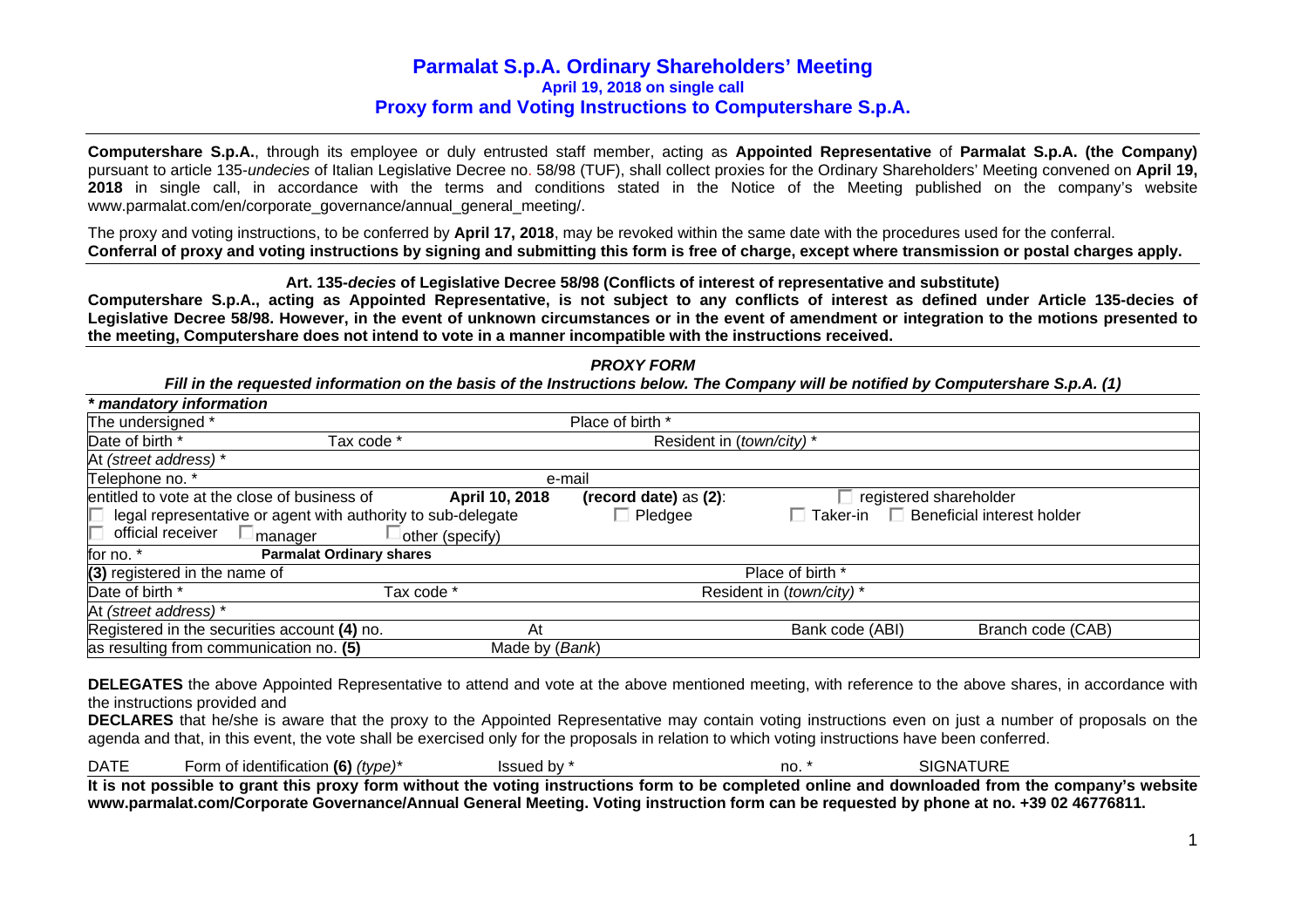# Parmalat S.p.A. Ordinary Shareholders' Meeting

## April 19, 2018 on single call

## Proxy form and Voting Instructions to Computershare S.p.A.

**Computershare S.p.A.**, through its employee or duly entrusted staff member, acting as **Appointed Representative** of **Parmalat S.p.A. (the Company)** pursuant to article 135-*undecies* of Italian Legislative Decree no. 58/98 (TUF), shall collect proxies for the Ordinary Shareholders' Meeting convened on **April 19, 2018** in single call, in accordance with the terms and conditions stated in the Notice of the Meeting published on the company's website www.parmalat.com/en/corporate_governance/annual_general_meeting/.

The proxy and voting instructions, to be conferred by **April 17, 2018**, may be revoked within the same date with the procedures used for the conferral.
**Conferral of proxy and voting instructions by signing and submitting this form is free of charge, except where transmission or postal charges apply.**

**Art. 135-*decies* of Legislative Decree 58/98 (Conflicts of interest of representative and substitute)**

**Computershare S.p.A., acting as Appointed Representative, is not subject to any conflicts of interest as defined under Article 135-decies of Legislative Decree 58/98. However, in the event of unknown circumstances or in the event of amendment or integration to the motions presented to the meeting, Computershare does not intend to vote in a manner incompatible with the instructions received.**

***PROXY FORM***

***Fill in the requested information on the basis of the Instructions below. The Company will be notified by Computershare S.p.A. (1)***

***\* mandatory information***

| | | | | |
|---|---|---|---|---|
| The undersigned * | | Place of birth * | | |
| Date of birth * | Tax code * | Resident in (*town/city*) * | | |
| At (*street address*) * | | | | |
| Telephone no. * | | e-mail | | |
| entitled to vote at the close of business of | **April 10, 2018** | **(record date)** as **(2)**: | ☐ registered shareholder | |
| ☐ legal representative or agent with authority to sub-delegate | | ☐ Pledgee | ☐ Taker-in | ☐ Beneficial interest holder |
| ☐ official receiver ☐ manager | ☐ other (specify) | | | |
| for no. * | **Parmalat Ordinary shares** | | | |
| **(3)** registered in the name of | | | Place of birth * | |
| Date of birth * | Tax code * | | Resident in (*town/city*) * | |
| At (*street address*) * | | | | |
| Registered in the securities account **(4)** no. | At | | Bank code (ABI) | Branch code (CAB) |
| as resulting from communication no. **(5)** | Made by (*Bank*) | | | |

**DELEGATES** the above Appointed Representative to attend and vote at the above mentioned meeting, with reference to the above shares, in accordance with the instructions provided and

**DECLARES** that he/she is aware that the proxy to the Appointed Representative may contain voting instructions even on just a number of proposals on the agenda and that, in this event, the vote shall be exercised only for the proposals in relation to which voting instructions have been conferred.

DATE Form of identification **(6)** *(type)** Issued by * no. * SIGNATURE

**It is not possible to grant this proxy form without the voting instructions form to be completed online and downloaded from the company's website www.parmalat.com/Corporate Governance/Annual General Meeting. Voting instruction form can be requested by phone at no. +39 02 46776811.**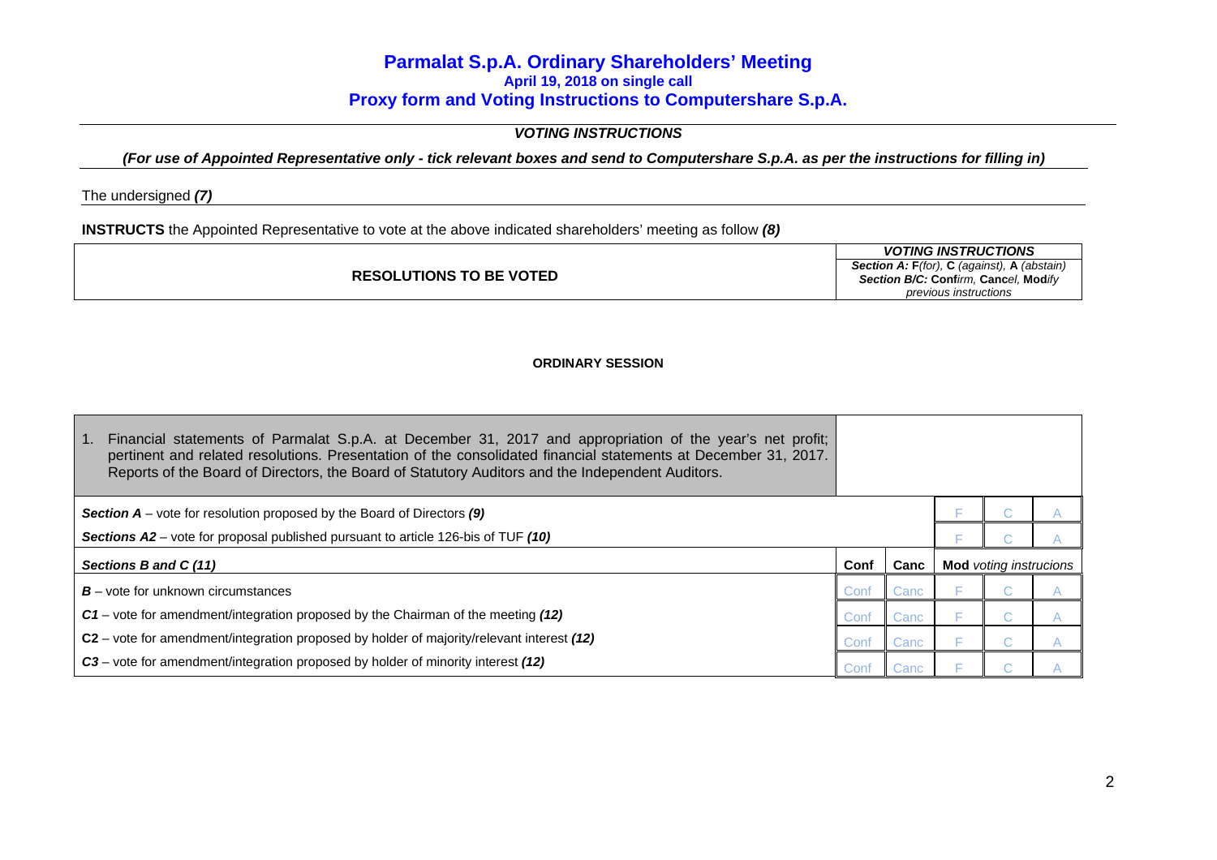# Parmalat S.p.A. Ordinary Shareholders' Meeting

**April 19, 2018 on single call**

## Proxy form and Voting Instructions to Computershare S.p.A.

*VOTING INSTRUCTIONS*

***(For use of Appointed Representative only - tick relevant boxes and send to Computershare S.p.A. as per the instructions for filling in)***

The undersigned ***(7)***

**INSTRUCTS** the Appointed Representative to vote at the above indicated shareholders' meeting as follow ***(8)***

| RESOLUTIONS TO BE VOTED | *VOTING INSTRUCTIONS*<br>***Section A:*** **F***(for)*, **C** *(against)*, **A** *(abstain)*<br>***Section B/C:*** **Conf***irm*, **Canc***el*, **Mod***ify* *previous instructions* |
|---|---|

**ORDINARY SESSION**

| 1. Financial statements of Parmalat S.p.A. at December 31, 2017 and appropriation of the year's net profit; pertinent and related resolutions. Presentation of the consolidated financial statements at December 31, 2017. Reports of the Board of Directors, the Board of Statutory Auditors and the Independent Auditors. | | | | | |
|---|---|---|---|---|---|
| ***Section A*** – vote for resolution proposed by the Board of Directors ***(9)*** | | | F | C | A |
| ***Sections A2*** – vote for proposal published pursuant to article 126-bis of TUF ***(10)*** | | | F | C | A |
| ***Sections B and C (11)*** | **Conf** | **Canc** | **Mod** *voting instrucions* | | |
| ***B*** – vote for unknown circumstances | Conf | Canc | F | C | A |
| ***C1*** – vote for amendment/integration proposed by the Chairman of the meeting ***(12)*** | Conf | Canc | F | C | A |
| **C2** – vote for amendment/integration proposed by holder of majority/relevant interest ***(12)*** | Conf | Canc | F | C | A |
| ***C3*** – vote for amendment/integration proposed by holder of minority interest ***(12)*** | Conf | Canc | F | C | A |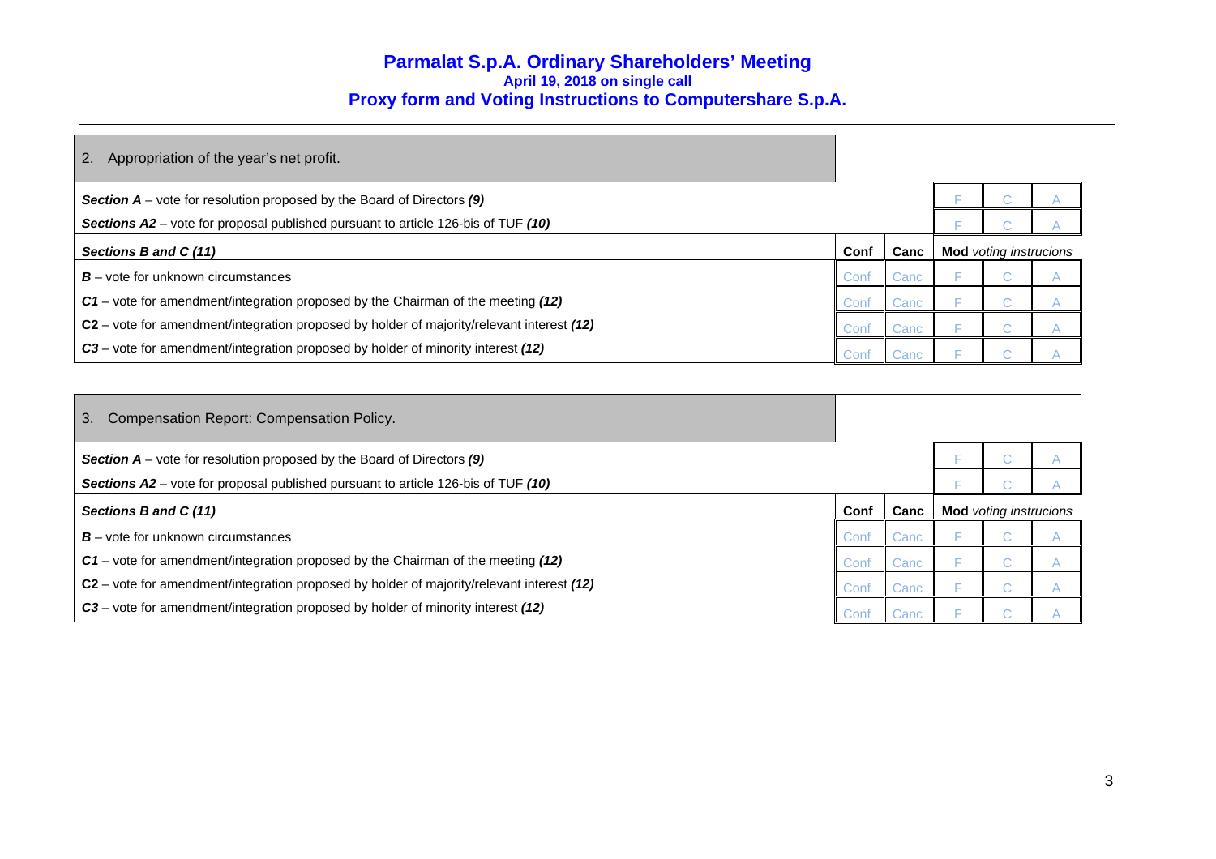# Parmalat S.p.A. Ordinary Shareholders' Meeting
**April 19, 2018 on single call**
## Proxy form and Voting Instructions to Computershare S.p.A.

| 2. Appropriation of the year's net profit. | | | | | |
|---|---|---|---|---|---|
| ***Section A*** – vote for resolution proposed by the Board of Directors ***(9)*** | | | F | C | A |
| ***Sections A2*** – vote for proposal published pursuant to article 126-bis of TUF ***(10)*** | | | F | C | A |
| ***Sections B and C (11)*** | **Conf** | **Canc** | **Mod** *voting instrucions* | | |
| ***B*** – vote for unknown circumstances | Conf | Canc | F | C | A |
| ***C1*** – vote for amendment/integration proposed by the Chairman of the meeting ***(12)*** | Conf | Canc | F | C | A |
| **C2** – vote for amendment/integration proposed by holder of majority/relevant interest ***(12)*** | Conf | Canc | F | C | A |
| ***C3*** – vote for amendment/integration proposed by holder of minority interest ***(12)*** | Conf | Canc | F | C | A |

| 3. Compensation Report: Compensation Policy. | | | | | |
|---|---|---|---|---|---|
| ***Section A*** – vote for resolution proposed by the Board of Directors ***(9)*** | | | F | C | A |
| ***Sections A2*** – vote for proposal published pursuant to article 126-bis of TUF ***(10)*** | | | F | C | A |
| ***Sections B and C (11)*** | **Conf** | **Canc** | **Mod** *voting instrucions* | | |
| ***B*** – vote for unknown circumstances | Conf | Canc | F | C | A |
| ***C1*** – vote for amendment/integration proposed by the Chairman of the meeting ***(12)*** | Conf | Canc | F | C | A |
| **C2** – vote for amendment/integration proposed by holder of majority/relevant interest ***(12)*** | Conf | Canc | F | C | A |
| ***C3*** – vote for amendment/integration proposed by holder of minority interest ***(12)*** | Conf | Canc | F | C | A |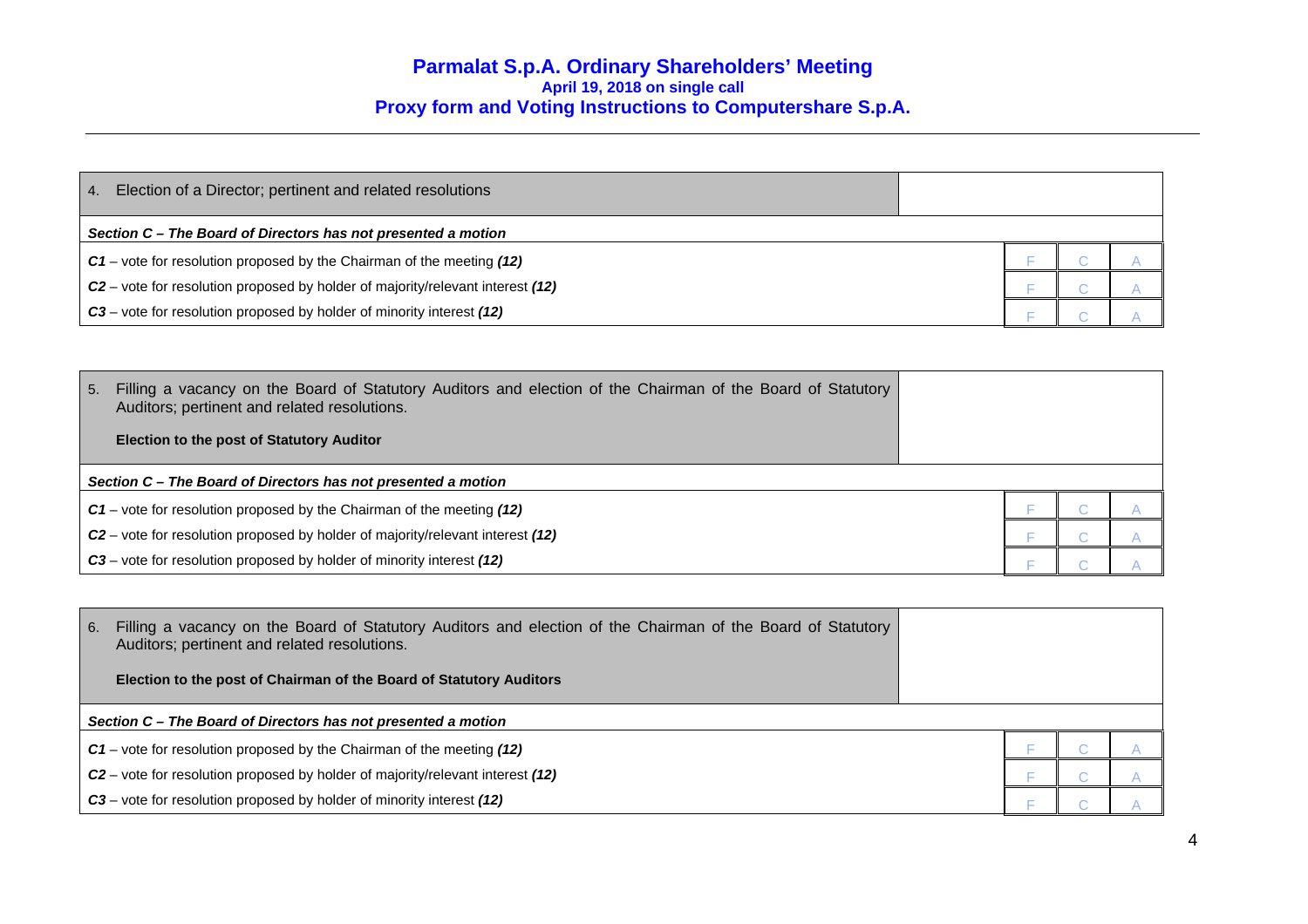# Parmalat S.p.A. Ordinary Shareholders' Meeting

**April 19, 2018 on single call**

## Proxy form and Voting Instructions to Computershare S.p.A.

| 4. Election of a Director; pertinent and related resolutions | | | |
|---|---|---|---|
| ***Section C – The Board of Directors has not presented a motion*** | | | |
| ***C1*** – vote for resolution proposed by the Chairman of the meeting ***(12)*** | F | C | A |
| ***C2*** – vote for resolution proposed by holder of majority/relevant interest ***(12)*** | F | C | A |
| ***C3*** – vote for resolution proposed by holder of minority interest ***(12)*** | F | C | A |

| 5. Filling a vacancy on the Board of Statutory Auditors and election of the Chairman of the Board of Statutory Auditors; pertinent and related resolutions. **Election to the post of Statutory Auditor** | | | |
|---|---|---|---|
| ***Section C – The Board of Directors has not presented a motion*** | | | |
| ***C1*** – vote for resolution proposed by the Chairman of the meeting ***(12)*** | F | C | A |
| ***C2*** – vote for resolution proposed by holder of majority/relevant interest ***(12)*** | F | C | A |
| ***C3*** – vote for resolution proposed by holder of minority interest ***(12)*** | F | C | A |

| 6. Filling a vacancy on the Board of Statutory Auditors and election of the Chairman of the Board of Statutory Auditors; pertinent and related resolutions. **Election to the post of Chairman of the Board of Statutory Auditors** | | | |
|---|---|---|---|
| ***Section C – The Board of Directors has not presented a motion*** | | | |
| ***C1*** – vote for resolution proposed by the Chairman of the meeting ***(12)*** | F | C | A |
| ***C2*** – vote for resolution proposed by holder of majority/relevant interest ***(12)*** | F | C | A |
| ***C3*** – vote for resolution proposed by holder of minority interest ***(12)*** | F | C | A |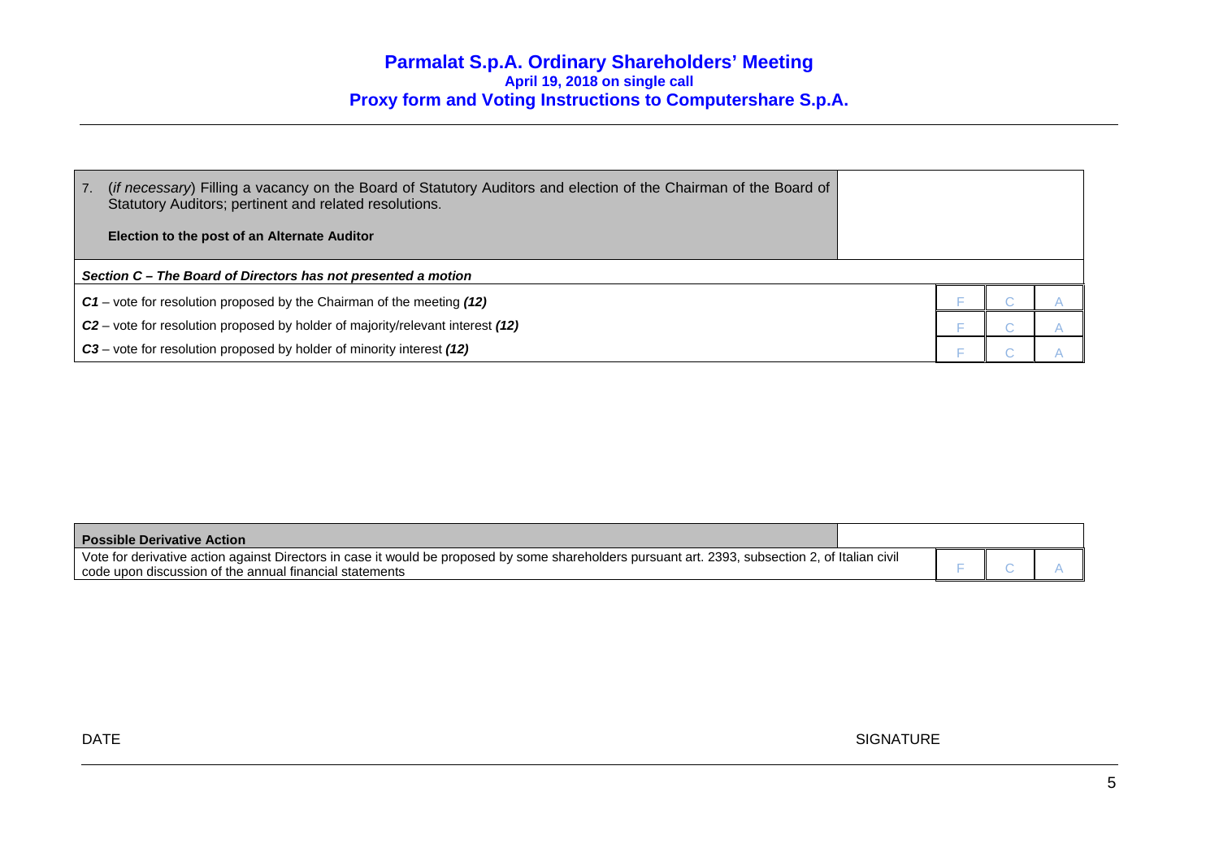# Parmalat S.p.A. Ordinary Shareholders' Meeting

**April 19, 2018 on single call**

**Proxy form and Voting Instructions to Computershare S.p.A.**

| 7. (*if necessary*) Filling a vacancy on the Board of Statutory Auditors and election of the Chairman of the Board of Statutory Auditors; pertinent and related resolutions.<br><br>**Election to the post of an Alternate Auditor** | | | |
|---|---|---|---|
| ***Section C – The Board of Directors has not presented a motion*** | | | |
| ***C1*** – vote for resolution proposed by the Chairman of the meeting ***(12)*** | F | C | A |
| ***C2*** – vote for resolution proposed by holder of majority/relevant interest ***(12)*** | F | C | A |
| ***C3*** – vote for resolution proposed by holder of minority interest ***(12)*** | F | C | A |

| **Possible Derivative Action** | | | |
|---|---|---|---|
| Vote for derivative action against Directors in case it would be proposed by some shareholders pursuant art. 2393, subsection 2, of Italian civil code upon discussion of the annual financial statements | F | C | A |

DATE

SIGNATURE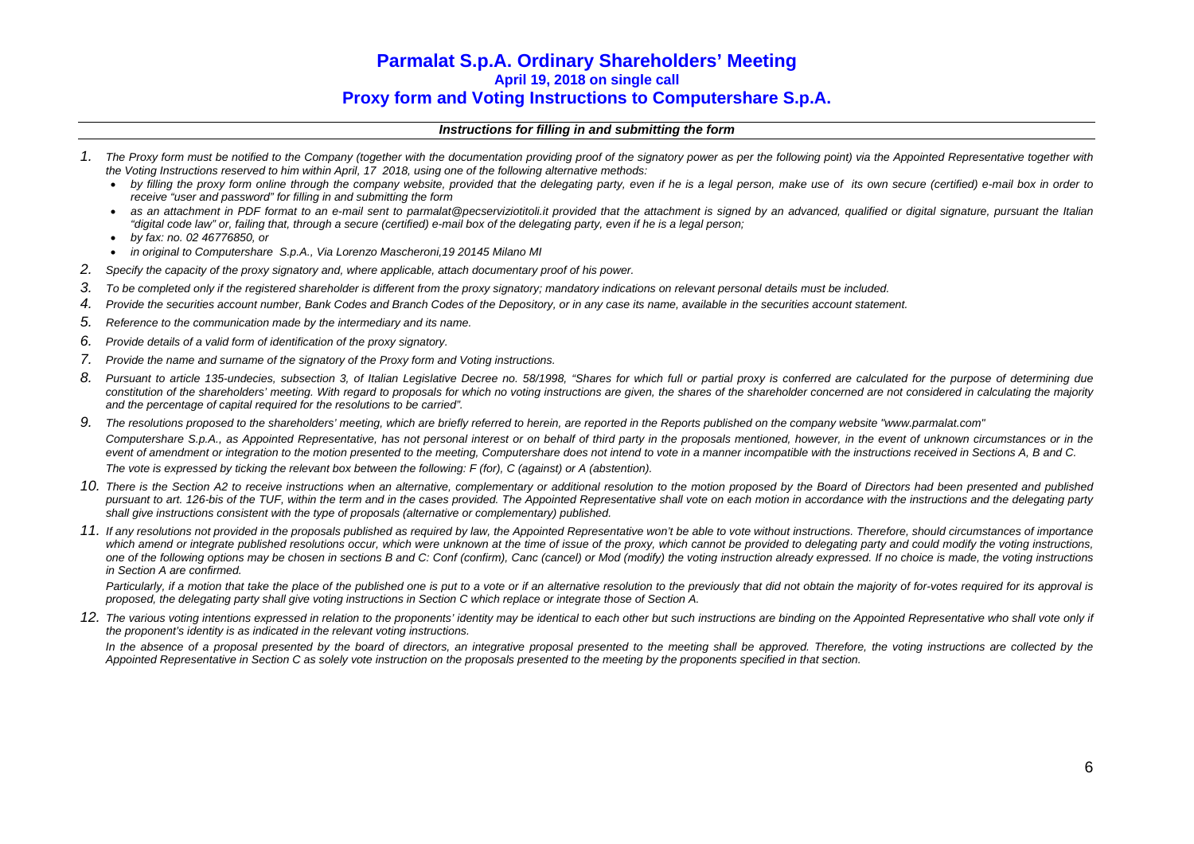# Parmalat S.p.A. Ordinary Shareholders' Meeting

## April 19, 2018 on single call

## Proxy form and Voting Instructions to Computershare S.p.A.

### *Instructions for filling in and submitting the form*

1. *The Proxy form must be notified to the Company (together with the documentation providing proof of the signatory power as per the following point) via the Appointed Representative together with the Voting Instructions reserved to him within April, 17 2018, using one of the following alternative methods:*
   - *by filling the proxy form online through the company website, provided that the delegating party, even if he is a legal person, make use of its own secure (certified) e-mail box in order to receive "user and password" for filling in and submitting the form*
   - *as an attachment in PDF format to an e-mail sent to parmalat@pecserviziotitoli.it provided that the attachment is signed by an advanced, qualified or digital signature, pursuant the Italian "digital code law" or, failing that, through a secure (certified) e-mail box of the delegating party, even if he is a legal person;*
   - *by fax: no. 02 46776850, or*
   - *in original to Computershare S.p.A., Via Lorenzo Mascheroni,19 20145 Milano MI*
2. *Specify the capacity of the proxy signatory and, where applicable, attach documentary proof of his power.*
3. *To be completed only if the registered shareholder is different from the proxy signatory; mandatory indications on relevant personal details must be included.*
4. *Provide the securities account number, Bank Codes and Branch Codes of the Depository, or in any case its name, available in the securities account statement.*
5. *Reference to the communication made by the intermediary and its name.*
6. *Provide details of a valid form of identification of the proxy signatory.*
7. *Provide the name and surname of the signatory of the Proxy form and Voting instructions.*
8. *Pursuant to article 135-undecies, subsection 3, of Italian Legislative Decree no. 58/1998, "Shares for which full or partial proxy is conferred are calculated for the purpose of determining due constitution of the shareholders' meeting. With regard to proposals for which no voting instructions are given, the shares of the shareholder concerned are not considered in calculating the majority and the percentage of capital required for the resolutions to be carried".*
9. *The resolutions proposed to the shareholders' meeting, which are briefly referred to herein, are reported in the Reports published on the company website "www.parmalat.com"*

   *Computershare S.p.A., as Appointed Representative, has not personal interest or on behalf of third party in the proposals mentioned, however, in the event of unknown circumstances or in the event of amendment or integration to the motion presented to the meeting, Computershare does not intend to vote in a manner incompatible with the instructions received in Sections A, B and C.*

   *The vote is expressed by ticking the relevant box between the following: F (for), C (against) or A (abstention).*
10. *There is the Section A2 to receive instructions when an alternative, complementary or additional resolution to the motion proposed by the Board of Directors had been presented and published pursuant to art. 126-bis of the TUF, within the term and in the cases provided. The Appointed Representative shall vote on each motion in accordance with the instructions and the delegating party shall give instructions consistent with the type of proposals (alternative or complementary) published.*
11. *If any resolutions not provided in the proposals published as required by law, the Appointed Representative won't be able to vote without instructions. Therefore, should circumstances of importance which amend or integrate published resolutions occur, which were unknown at the time of issue of the proxy, which cannot be provided to delegating party and could modify the voting instructions, one of the following options may be chosen in sections B and C: Conf (confirm), Canc (cancel) or Mod (modify) the voting instruction already expressed. If no choice is made, the voting instructions in Section A are confirmed.*

    *Particularly, if a motion that take the place of the published one is put to a vote or if an alternative resolution to the previously that did not obtain the majority of for-votes required for its approval is proposed, the delegating party shall give voting instructions in Section C which replace or integrate those of Section A.*
12. *The various voting intentions expressed in relation to the proponents' identity may be identical to each other but such instructions are binding on the Appointed Representative who shall vote only if the proponent's identity is as indicated in the relevant voting instructions.*

    *In the absence of a proposal presented by the board of directors, an integrative proposal presented to the meeting shall be approved. Therefore, the voting instructions are collected by the Appointed Representative in Section C as solely vote instruction on the proposals presented to the meeting by the proponents specified in that section.*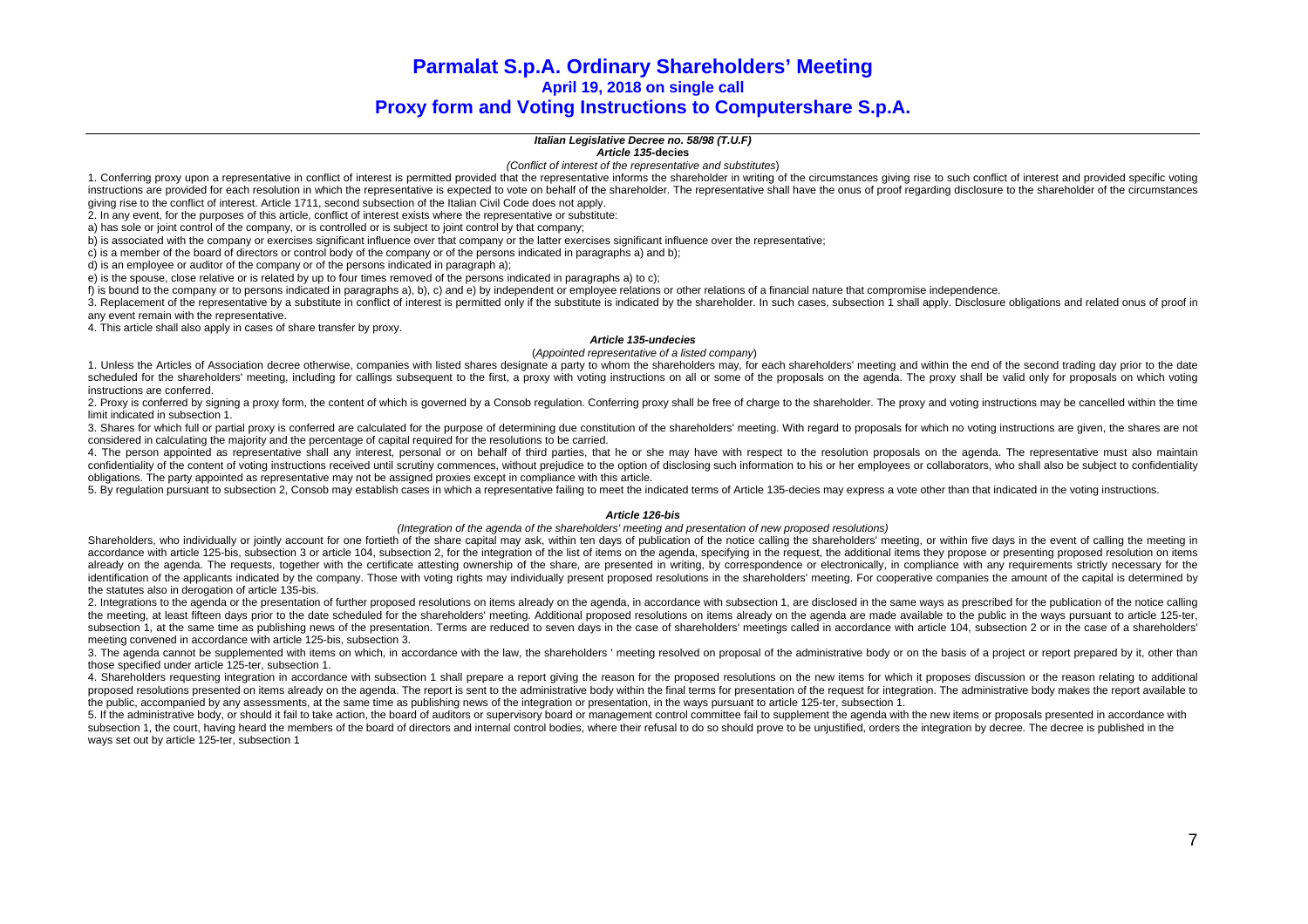# Parmalat S.p.A. Ordinary Shareholders' Meeting

## April 19, 2018 on single call

## Proxy form and Voting Instructions to Computershare S.p.A.

---

***Italian Legislative Decree no. 58/98 (T.U.F)***

***Article 135*-decies**

*(Conflict of interest of the representative and substitutes)*

1. Conferring proxy upon a representative in conflict of interest is permitted provided that the representative informs the shareholder in writing of the circumstances giving rise to such conflict of interest and provided specific voting instructions are provided for each resolution in which the representative is expected to vote on behalf of the shareholder. The representative shall have the onus of proof regarding disclosure to the shareholder of the circumstances giving rise to the conflict of interest. Article 1711, second subsection of the Italian Civil Code does not apply.

2. In any event, for the purposes of this article, conflict of interest exists where the representative or substitute:

a) has sole or joint control of the company, or is controlled or is subject to joint control by that company;

b) is associated with the company or exercises significant influence over that company or the latter exercises significant influence over the representative;

c) is a member of the board of directors or control body of the company or of the persons indicated in paragraphs a) and b);

d) is an employee or auditor of the company or of the persons indicated in paragraph a);

e) is the spouse, close relative or is related by up to four times removed of the persons indicated in paragraphs a) to c);

f) is bound to the company or to persons indicated in paragraphs a), b), c) and e) by independent or employee relations or other relations of a financial nature that compromise independence.

3. Replacement of the representative by a substitute in conflict of interest is permitted only if the substitute is indicated by the shareholder. In such cases, subsection 1 shall apply. Disclosure obligations and related onus of proof in any event remain with the representative.

4. This article shall also apply in cases of share transfer by proxy.

***Article 135-undecies***

*(Appointed representative of a listed company)*

1. Unless the Articles of Association decree otherwise, companies with listed shares designate a party to whom the shareholders may, for each shareholders' meeting and within the end of the second trading day prior to the date scheduled for the shareholders' meeting, including for callings subsequent to the first, a proxy with voting instructions on all or some of the proposals on the agenda. The proxy shall be valid only for proposals on which voting instructions are conferred.

2. Proxy is conferred by signing a proxy form, the content of which is governed by a Consob regulation. Conferring proxy shall be free of charge to the shareholder. The proxy and voting instructions may be cancelled within the time limit indicated in subsection 1.

3. Shares for which full or partial proxy is conferred are calculated for the purpose of determining due constitution of the shareholders' meeting. With regard to proposals for which no voting instructions are given, the shares are not considered in calculating the majority and the percentage of capital required for the resolutions to be carried.

4. The person appointed as representative shall any interest, personal or on behalf of third parties, that he or she may have with respect to the resolution proposals on the agenda. The representative must also maintain confidentiality of the content of voting instructions received until scrutiny commences, without prejudice to the option of disclosing such information to his or her employees or collaborators, who shall also be subject to confidentiality obligations. The party appointed as representative may not be assigned proxies except in compliance with this article.

5. By regulation pursuant to subsection 2, Consob may establish cases in which a representative failing to meet the indicated terms of Article 135-decies may express a vote other than that indicated in the voting instructions.

***Article 126-bis***

*(Integration of the agenda of the shareholders' meeting and presentation of new proposed resolutions)*

Shareholders, who individually or jointly account for one fortieth of the share capital may ask, within ten days of publication of the notice calling the shareholders' meeting, or within five days in the event of calling the meeting in accordance with article 125-bis, subsection 3 or article 104, subsection 2, for the integration of the list of items on the agenda, specifying in the request, the additional items they propose or presenting proposed resolution on items already on the agenda. The requests, together with the certificate attesting ownership of the share, are presented in writing, by correspondence or electronically, in compliance with any requirements strictly necessary for the identification of the applicants indicated by the company. Those with voting rights may individually present proposed resolutions in the shareholders' meeting. For cooperative companies the amount of the capital is determined by the statutes also in derogation of article 135-bis.

2. Integrations to the agenda or the presentation of further proposed resolutions on items already on the agenda, in accordance with subsection 1, are disclosed in the same ways as prescribed for the publication of the notice calling the meeting, at least fifteen days prior to the date scheduled for the shareholders' meeting. Additional proposed resolutions on items already on the agenda are made available to the public in the ways pursuant to article 125-ter, subsection 1, at the same time as publishing news of the presentation. Terms are reduced to seven days in the case of shareholders' meetings called in accordance with article 104, subsection 2 or in the case of a shareholders' meeting convened in accordance with article 125-bis, subsection 3.

3. The agenda cannot be supplemented with items on which, in accordance with the law, the shareholders ' meeting resolved on proposal of the administrative body or on the basis of a project or report prepared by it, other than those specified under article 125-ter, subsection 1.

4. Shareholders requesting integration in accordance with subsection 1 shall prepare a report giving the reason for the proposed resolutions on the new items for which it proposes discussion or the reason relating to additional proposed resolutions presented on items already on the agenda. The report is sent to the administrative body within the final terms for presentation of the request for integration. The administrative body makes the report available to the public, accompanied by any assessments, at the same time as publishing news of the integration or presentation, in the ways pursuant to article 125-ter, subsection 1.

5. If the administrative body, or should it fail to take action, the board of auditors or supervisory board or management control committee fail to supplement the agenda with the new items or proposals presented in accordance with subsection 1, the court, having heard the members of the board of directors and internal control bodies, where their refusal to do so should prove to be unjustified, orders the integration by decree. The decree is published in the ways set out by article 125-ter, subsection 1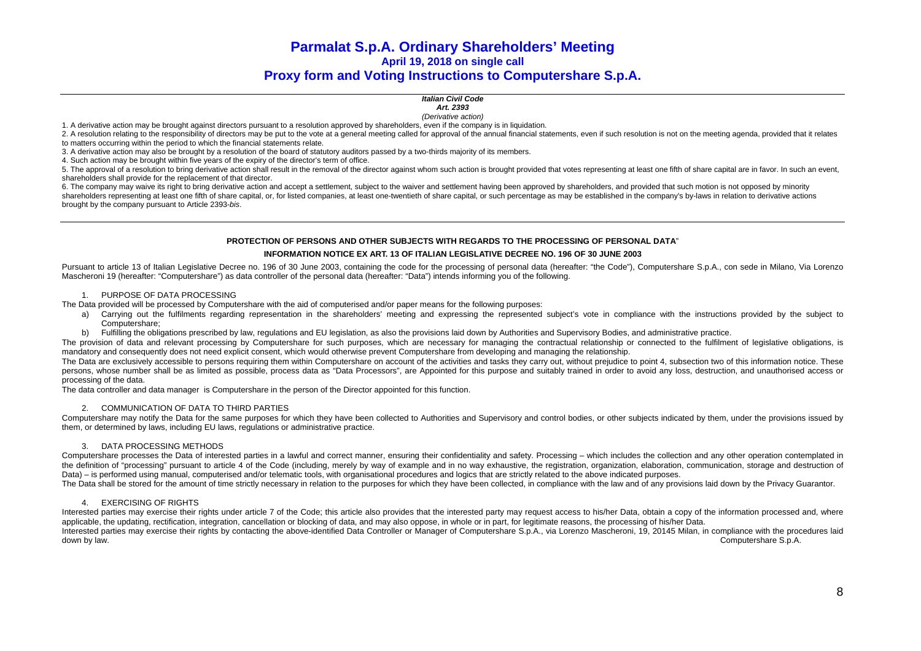# Parmalat S.p.A. Ordinary Shareholders' Meeting

## April 19, 2018 on single call

## Proxy form and Voting Instructions to Computershare S.p.A.

***Italian Civil Code***
***Art. 2393***
*(Derivative action)*

1. A derivative action may be brought against directors pursuant to a resolution approved by shareholders, even if the company is in liquidation.
2. A resolution relating to the responsibility of directors may be put to the vote at a general meeting called for approval of the annual financial statements, even if such resolution is not on the meeting agenda, provided that it relates to matters occurring within the period to which the financial statements relate.
3. A derivative action may also be brought by a resolution of the board of statutory auditors passed by a two-thirds majority of its members.
4. Such action may be brought within five years of the expiry of the director's term of office.
5. The approval of a resolution to bring derivative action shall result in the removal of the director against whom such action is brought provided that votes representing at least one fifth of share capital are in favor. In such an event, shareholders shall provide for the replacement of that director.
6. The company may waive its right to bring derivative action and accept a settlement, subject to the waiver and settlement having been approved by shareholders, and provided that such motion is not opposed by minority shareholders representing at least one fifth of share capital, or, for listed companies, at least one-twentieth of share capital, or such percentage as may be established in the company's by-laws in relation to derivative actions brought by the company pursuant to Article 2393-*bis*.

**PROTECTION OF PERSONS AND OTHER SUBJECTS WITH REGARDS TO THE PROCESSING OF PERSONAL DATA"**

**INFORMATION NOTICE EX ART. 13 OF ITALIAN LEGISLATIVE DECREE NO. 196 OF 30 JUNE 2003**

Pursuant to article 13 of Italian Legislative Decree no. 196 of 30 June 2003, containing the code for the processing of personal data (hereafter: "the Code"), Computershare S.p.A., con sede in Milano, Via Lorenzo Mascheroni 19 (hereafter: "Computershare") as data controller of the personal data (hereafter: "Data") intends informing you of the following.

1. PURPOSE OF DATA PROCESSING

The Data provided will be processed by Computershare with the aid of computerised and/or paper means for the following purposes:

a) Carrying out the fulfilments regarding representation in the shareholders' meeting and expressing the represented subject's vote in compliance with the instructions provided by the subject to Computershare;
b) Fulfilling the obligations prescribed by law, regulations and EU legislation, as also the provisions laid down by Authorities and Supervisory Bodies, and administrative practice.

The provision of data and relevant processing by Computershare for such purposes, which are necessary for managing the contractual relationship or connected to the fulfilment of legislative obligations, is mandatory and consequently does not need explicit consent, which would otherwise prevent Computershare from developing and managing the relationship.

The Data are exclusively accessible to persons requiring them within Computershare on account of the activities and tasks they carry out, without prejudice to point 4, subsection two of this information notice. These persons, whose number shall be as limited as possible, process data as "Data Processors", are Appointed for this purpose and suitably trained in order to avoid any loss, destruction, and unauthorised access or processing of the data.

The data controller and data manager is Computershare in the person of the Director appointed for this function.

2. COMMUNICATION OF DATA TO THIRD PARTIES

Computershare may notify the Data for the same purposes for which they have been collected to Authorities and Supervisory and control bodies, or other subjects indicated by them, under the provisions issued by them, or determined by laws, including EU laws, regulations or administrative practice.

3. DATA PROCESSING METHODS

Computershare processes the Data of interested parties in a lawful and correct manner, ensuring their confidentiality and safety. Processing – which includes the collection and any other operation contemplated in the definition of "processing" pursuant to article 4 of the Code (including, merely by way of example and in no way exhaustive, the registration, organization, elaboration, communication, storage and destruction of Data) – is performed using manual, computerised and/or telematic tools, with organisational procedures and logics that are strictly related to the above indicated purposes.

The Data shall be stored for the amount of time strictly necessary in relation to the purposes for which they have been collected, in compliance with the law and of any provisions laid down by the Privacy Guarantor.

4. EXERCISING OF RIGHTS

Interested parties may exercise their rights under article 7 of the Code; this article also provides that the interested party may request access to his/her Data, obtain a copy of the information processed and, where applicable, the updating, rectification, integration, cancellation or blocking of data, and may also oppose, in whole or in part, for legitimate reasons, the processing of his/her Data.

Interested parties may exercise their rights by contacting the above-identified Data Controller or Manager of Computershare S.p.A., via Lorenzo Mascheroni, 19, 20145 Milan, in compliance with the procedures laid down by law.

Computershare S.p.A.